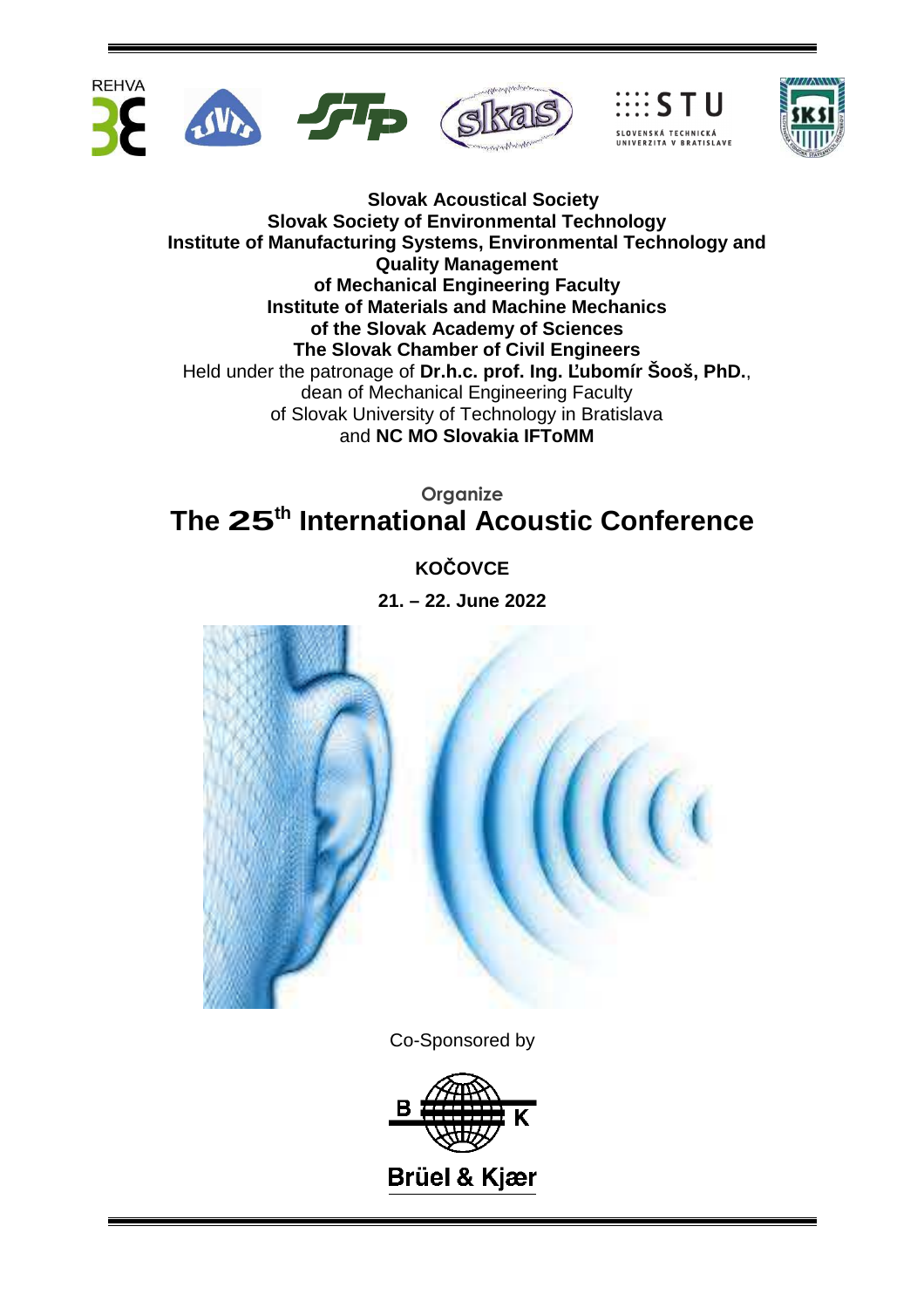REHVA

**Slovak Acoustical Society**
**Slovak Society of Environmental Technology**
**Institute of Manufacturing Systems, Environmental Technology and Quality Management**
**of Mechanical Engineering Faculty**
**Institute of Materials and Machine Mechanics**
**of the Slovak Academy of Sciences**
**The Slovak Chamber of Civil Engineers**
Held under the patronage of **Dr.h.c. prof. Ing. Ľubomír Šooš, PhD.**,
dean of Mechanical Engineering Faculty
of Slovak University of Technology in Bratislava
and **NC MO Slovakia IFToMM**

Organize

# The 25th International Acoustic Conference

**KOČOVCE**

**21. – 22. June 2022**

Co-Sponsored by

Brüel & Kjær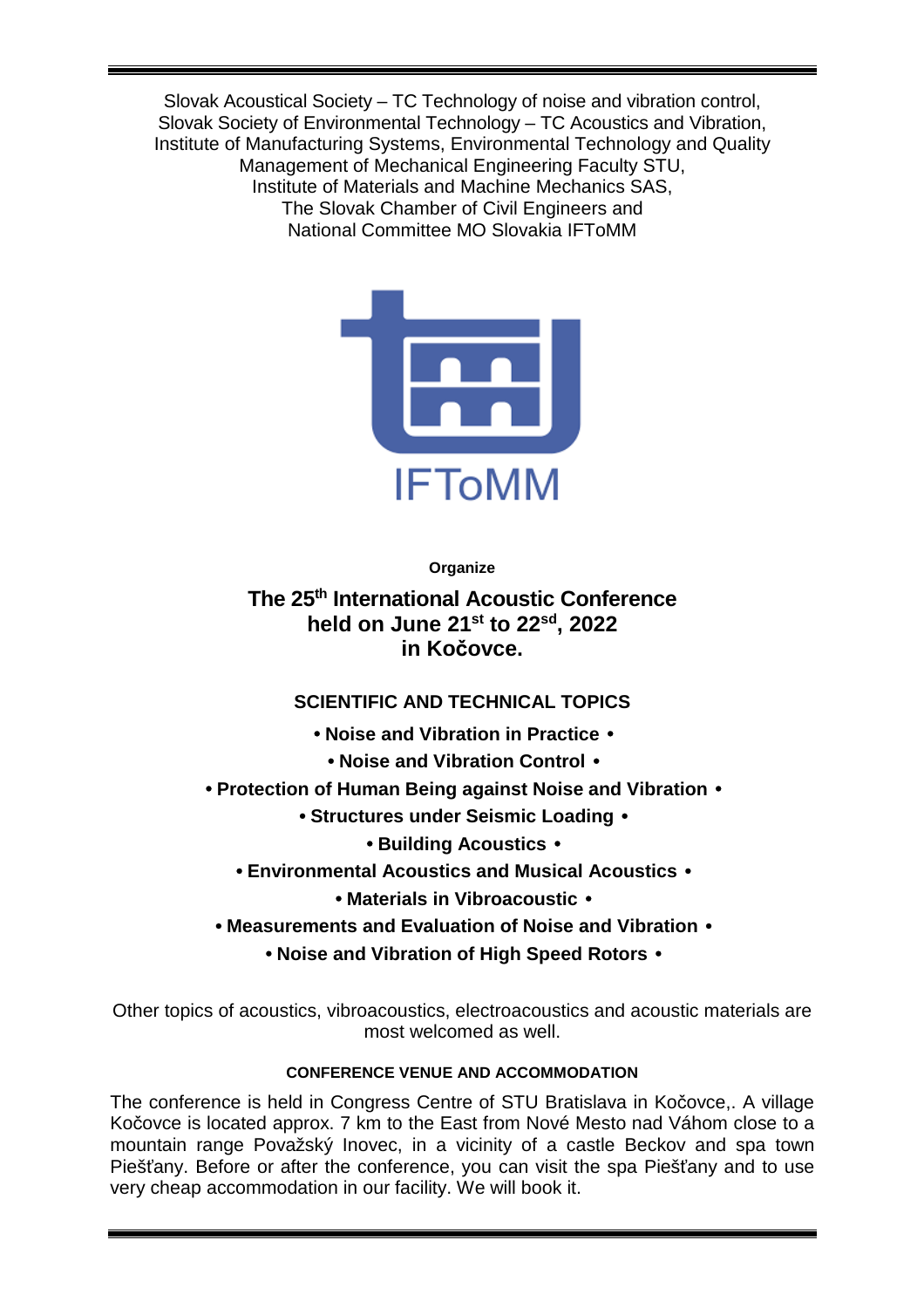Slovak Acoustical Society – TC Technology of noise and vibration control,
Slovak Society of Environmental Technology – TC Acoustics and Vibration,
Institute of Manufacturing Systems, Environmental Technology and Quality Management of Mechanical Engineering Faculty STU,
Institute of Materials and Machine Mechanics SAS,
The Slovak Chamber of Civil Engineers and
National Committee MO Slovakia IFToMM

IFToMM

**Organize**

## The 25th International Acoustic Conference held on June 21st to 22sd, 2022 in Kočovce.

### SCIENTIFIC AND TECHNICAL TOPICS

- **Noise and Vibration in Practice**
- **Noise and Vibration Control**
- **Protection of Human Being against Noise and Vibration**
- **Structures under Seismic Loading**
- **Building Acoustics**
- **Environmental Acoustics and Musical Acoustics**
- **Materials in Vibroacoustic**
- **Measurements and Evaluation of Noise and Vibration**
- **Noise and Vibration of High Speed Rotors**

Other topics of acoustics, vibroacoustics, electroacoustics and acoustic materials are most welcomed as well.

#### CONFERENCE VENUE AND ACCOMMODATION

The conference is held in Congress Centre of STU Bratislava in Kočovce,. A village Kočovce is located approx. 7 km to the East from Nové Mesto nad Váhom close to a mountain range Považský Inovec, in a vicinity of a castle Beckov and spa town Piešťany. Before or after the conference, you can visit the spa Piešťany and to use very cheap accommodation in our facility. We will book it.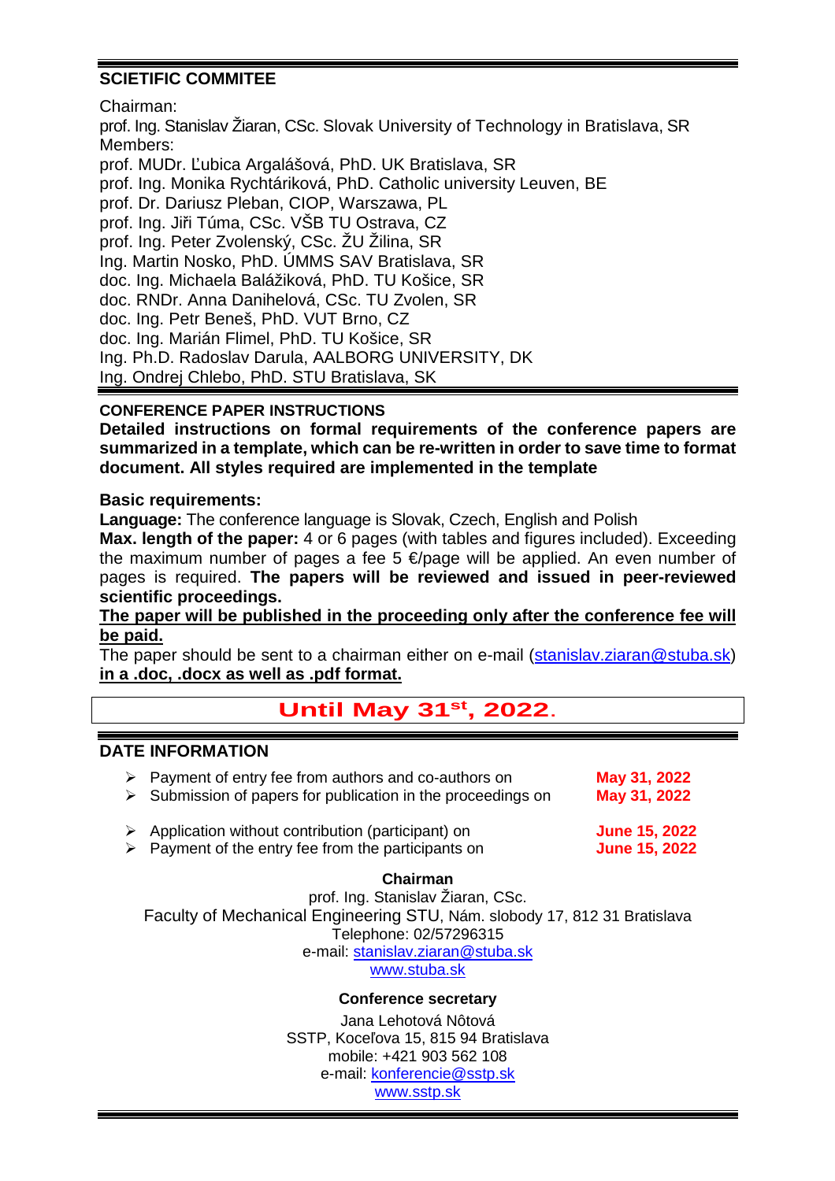## SCIETIFIC COMMITEE

Chairman:

prof. Ing. Stanislav Žiaran, CSc. Slovak University of Technology in Bratislava, SR

Members:

prof. MUDr. Ľubica Argalášová, PhD. UK Bratislava, SR
prof. Ing. Monika Rychtáriková, PhD. Catholic university Leuven, BE
prof. Dr. Dariusz Pleban, CIOP, Warszawa, PL
prof. Ing. Jiři Túma, CSc. VŠB TU Ostrava, CZ
prof. Ing. Peter Zvolenský, CSc. ŽU Žilina, SR
Ing. Martin Nosko, PhD. ÚMMS SAV Bratislava, SR
doc. Ing. Michaela Balážiková, PhD. TU Košice, SR
doc. RNDr. Anna Danihelová, CSc. TU Zvolen, SR
doc. Ing. Petr Beneš, PhD. VUT Brno, CZ
doc. Ing. Marián Flimel, PhD. TU Košice, SR
Ing. Ph.D. Radoslav Darula, AALBORG UNIVERSITY, DK
Ing. Ondrej Chlebo, PhD. STU Bratislava, SK

### CONFERENCE PAPER INSTRUCTIONS

**Detailed instructions on formal requirements of the conference papers are summarized in a template, which can be re-written in order to save time to format document. All styles required are implemented in the template**

**Basic requirements:**

**Language:** The conference language is Slovak, Czech, English and Polish

**Max. length of the paper:** 4 or 6 pages (with tables and figures included). Exceeding the maximum number of pages a fee 5 €/page will be applied. An even number of pages is required. **The papers will be reviewed and issued in peer-reviewed scientific proceedings.**

**The paper will be published in the proceeding only after the conference fee will be paid.**

The paper should be sent to a chairman either on e-mail (stanislav.ziaran@stuba.sk) **in a .doc, .docx as well as .pdf format.**

**Until May 31st, 2022.**

## DATE INFORMATION

- Payment of entry fee from authors and co-authors on **May 31, 2022**
- Submission of papers for publication in the proceedings on **May 31, 2022**

- Application without contribution (participant) on **June 15, 2022**
- Payment of the entry fee from the participants on **June 15, 2022**

**Chairman**

prof. Ing. Stanislav Žiaran, CSc.
Faculty of Mechanical Engineering STU, Nám. slobody 17, 812 31 Bratislava
Telephone: 02/57296315
e-mail: stanislav.ziaran@stuba.sk
www.stuba.sk

**Conference secretary**

Jana Lehotová Nôtová
SSTP, Koceľova 15, 815 94 Bratislava
mobile: +421 903 562 108
e-mail: konferencie@sstp.sk
www.sstp.sk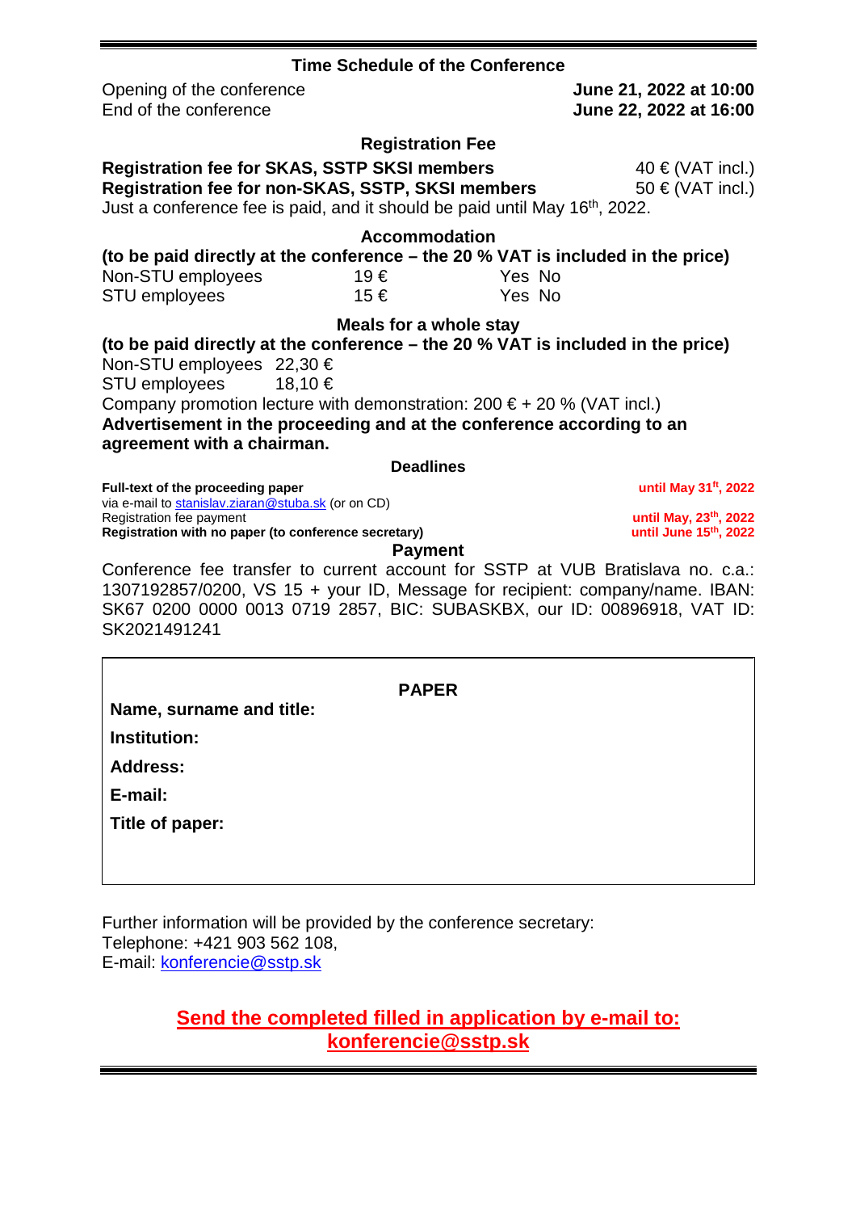## Time Schedule of the Conference

| | |
|---|---|
| Opening of the conference | **June 21, 2022 at 10:00** |
| End of the conference | **June 22, 2022 at 16:00** |

## Registration Fee

| | |
|---|---|
| **Registration fee for SKAS, SSTP SKSI members** | 40 € (VAT incl.) |
| **Registration fee for non-SKAS, SSTP, SKSI members** | 50 € (VAT incl.) |

Just a conference fee is paid, and it should be paid until May 16th, 2022.

## Accommodation

**(to be paid directly at the conference – the 20 % VAT is included in the price)**

| | | |
|---|---|---|
| Non-STU employees | 19 € | Yes No |
| STU employees | 15 € | Yes No |

## Meals for a whole stay

**(to be paid directly at the conference – the 20 % VAT is included in the price)**

Non-STU employees 22,30 €
STU employees 18,10 €

Company promotion lecture with demonstration: 200 € + 20 % (VAT incl.)

**Advertisement in the proceeding and at the conference according to an agreement with a chairman.**

## Deadlines

| | |
|---|---|
| **Full-text of the proceeding paper** via e-mail to stanislav.ziaran@stuba.sk (or on CD) | **until May 31ft, 2022** |
| Registration fee payment | **until May, 23th, 2022** |
| **Registration with no paper (to conference secretary)** | **until June 15th, 2022** |

## Payment

Conference fee transfer to current account for SSTP at VUB Bratislava no. c.a.: 1307192857/0200, VS 15 + your ID, Message for recipient: company/name. IBAN: SK67 0200 0000 0013 0719 2857, BIC: SUBASKBX, our ID: 00896918, VAT ID: SK2021491241

## PAPER

**Name, surname and title:**

**Institution:**

**Address:**

**E-mail:**

**Title of paper:**

Further information will be provided by the conference secretary:
Telephone: +421 903 562 108,
E-mail: konferencie@sstp.sk

**Send the completed filled in application by e-mail to: konferencie@sstp.sk**